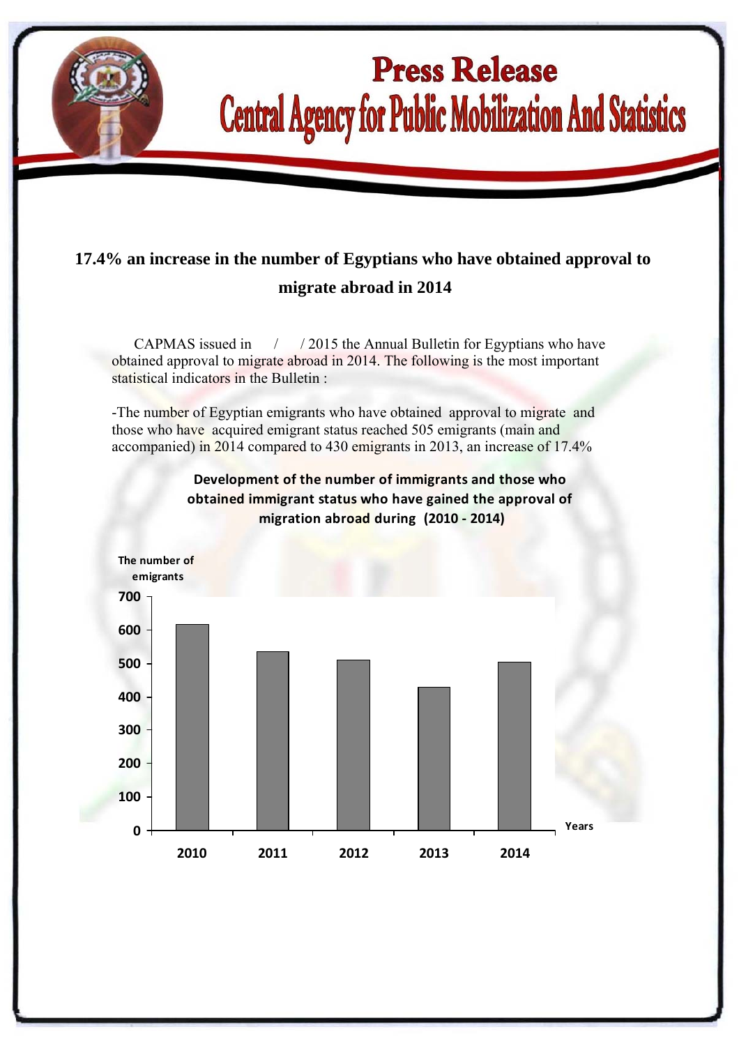# Press Release
## Central Agency for Public Mobilization And Statistics

### 17.4% an increase in the number of Egyptians who have obtained approval to migrate abroad in 2014

CAPMAS issued in / / 2015 the Annual Bulletin for Egyptians who have obtained approval to migrate abroad in 2014. The following is the most important statistical indicators in the Bulletin :

-The number of Egyptian emigrants who have obtained approval to migrate and those who have acquired emigrant status reached 505 emigrants (main and accompanied) in 2014 compared to 430 emigrants in 2013, an increase of 17.4%

**Development of the number of immigrants and those who obtained immigrant status who have gained the approval of migration abroad during (2010 - 2014)**

The number of emigrants

700
600
500
400
300
200
100
0

Years

2010 2011 2012 2013 2014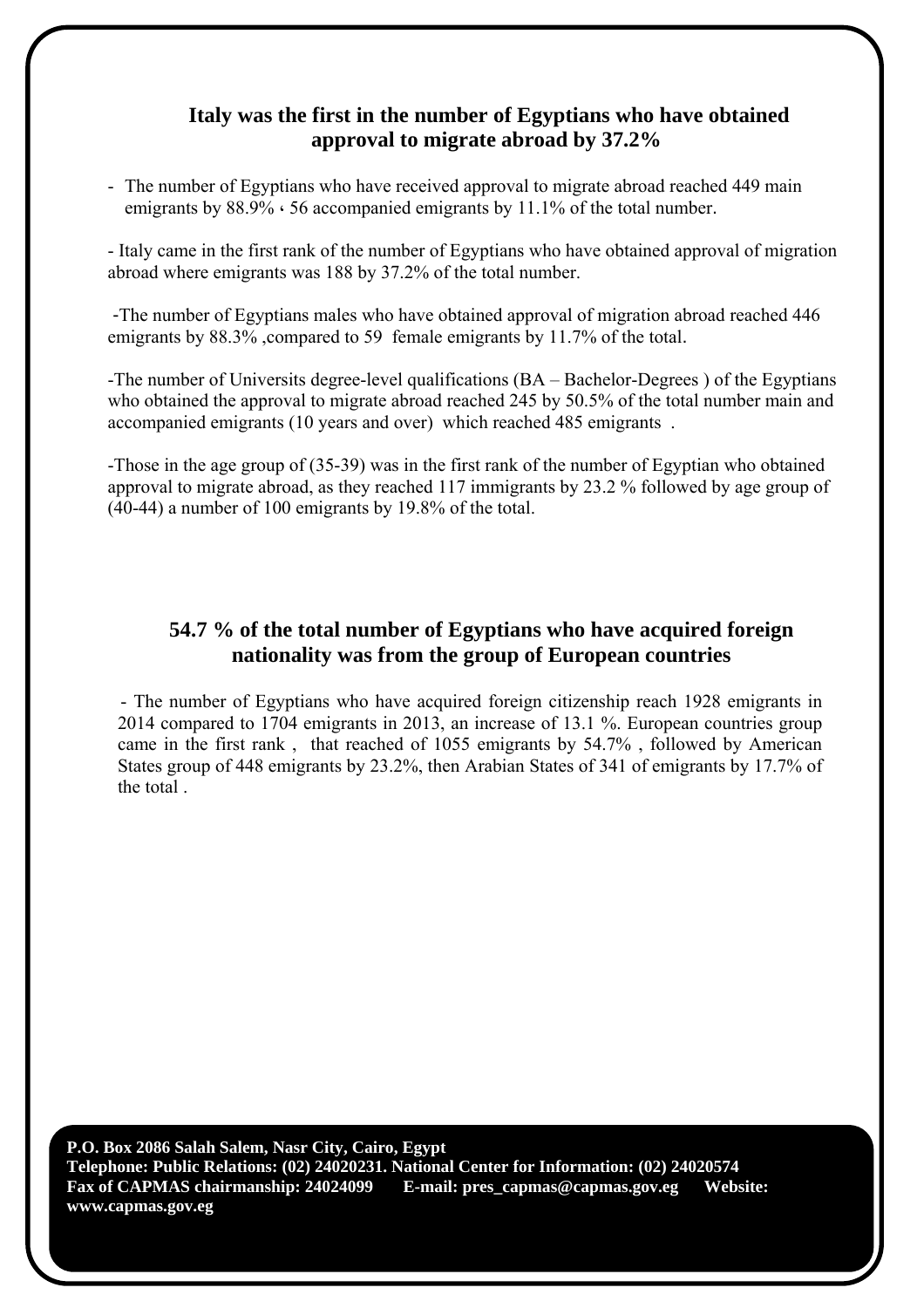## Italy was the first in the number of Egyptians who have obtained approval to migrate abroad by 37.2%

- The number of Egyptians who have received approval to migrate abroad reached 449 main emigrants by 88.9% ، 56 accompanied emigrants by 11.1% of the total number.

- Italy came in the first rank of the number of Egyptians who have obtained approval of migration abroad where emigrants was 188 by 37.2% of the total number.

-The number of Egyptians males who have obtained approval of migration abroad reached 446 emigrants by 88.3% ,compared to 59 female emigrants by 11.7% of the total.

-The number of Universits degree-level qualifications (BA – Bachelor-Degrees ) of the Egyptians who obtained the approval to migrate abroad reached 245 by 50.5% of the total number main and accompanied emigrants (10 years and over) which reached 485 emigrants .

-Those in the age group of (35-39) was in the first rank of the number of Egyptian who obtained approval to migrate abroad, as they reached 117 immigrants by 23.2 % followed by age group of (40-44) a number of 100 emigrants by 19.8% of the total.

## 54.7 % of the total number of Egyptians who have acquired foreign nationality was from the group of European countries

- The number of Egyptians who have acquired foreign citizenship reach 1928 emigrants in 2014 compared to 1704 emigrants in 2013, an increase of 13.1 %. European countries group came in the first rank , that reached of 1055 emigrants by 54.7% , followed by American States group of 448 emigrants by 23.2%, then Arabian States of 341 of emigrants by 17.7% of the total .

**P.O. Box 2086 Salah Salem, Nasr City, Cairo, Egypt**
**Telephone: Public Relations: (02) 24020231. National Center for Information: (02) 24020574**
**Fax of CAPMAS chairmanship: 24024099 E-mail: pres_capmas@capmas.gov.eg Website: www.capmas.gov.eg**